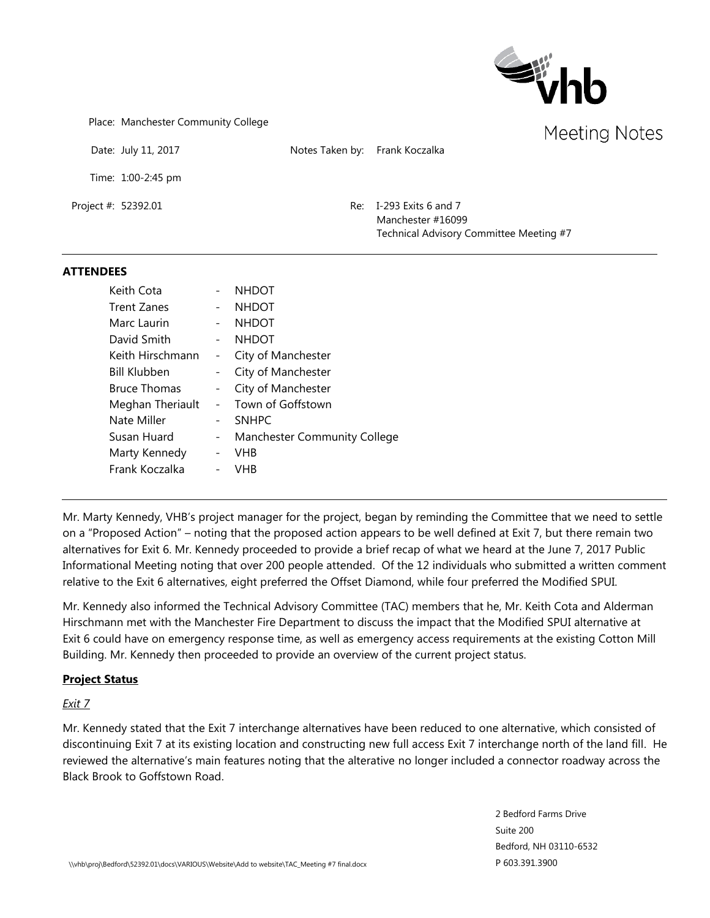Meeting Notes

Place: Manchester Community College

Date: July 11, 2017

Notes Taken by: Frank Koczalka

Time: 1:00-2:45 pm

Project #: 52392.01

Re: I-293 Exits 6 and 7
Manchester #16099
Technical Advisory Committee Meeting #7

---

**ATTENDEES**

| | | |
|---|---|---|
| Keith Cota | - | NHDOT |
| Trent Zanes | - | NHDOT |
| Marc Laurin | - | NHDOT |
| David Smith | - | NHDOT |
| Keith Hirschmann | - | City of Manchester |
| Bill Klubben | - | City of Manchester |
| Bruce Thomas | - | City of Manchester |
| Meghan Theriault | - | Town of Goffstown |
| Nate Miller | - | SNHPC |
| Susan Huard | - | Manchester Community College |
| Marty Kennedy | - | VHB |
| Frank Koczalka | - | VHB |

---

Mr. Marty Kennedy, VHB's project manager for the project, began by reminding the Committee that we need to settle on a "Proposed Action" – noting that the proposed action appears to be well defined at Exit 7, but there remain two alternatives for Exit 6. Mr. Kennedy proceeded to provide a brief recap of what we heard at the June 7, 2017 Public Informational Meeting noting that over 200 people attended. Of the 12 individuals who submitted a written comment relative to the Exit 6 alternatives, eight preferred the Offset Diamond, while four preferred the Modified SPUI.

Mr. Kennedy also informed the Technical Advisory Committee (TAC) members that he, Mr. Keith Cota and Alderman Hirschmann met with the Manchester Fire Department to discuss the impact that the Modified SPUI alternative at Exit 6 could have on emergency response time, as well as emergency access requirements at the existing Cotton Mill Building. Mr. Kennedy then proceeded to provide an overview of the current project status.

**Project Status**

*Exit 7*

Mr. Kennedy stated that the Exit 7 interchange alternatives have been reduced to one alternative, which consisted of discontinuing Exit 7 at its existing location and constructing new full access Exit 7 interchange north of the land fill. He reviewed the alternative's main features noting that the alterative no longer included a connector roadway across the Black Brook to Goffstown Road.

2 Bedford Farms Drive
Suite 200
Bedford, NH 03110-6532
P 603.391.3900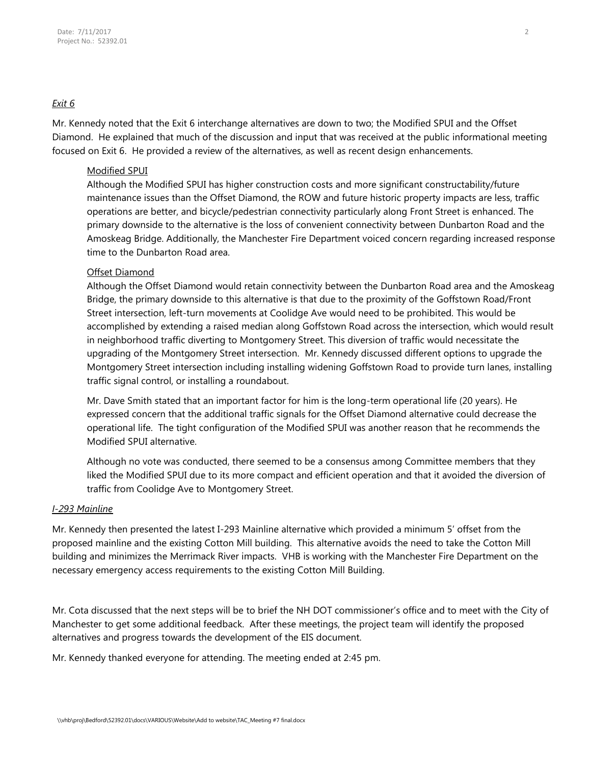*Exit 6*

Mr. Kennedy noted that the Exit 6 interchange alternatives are down to two; the Modified SPUI and the Offset Diamond. He explained that much of the discussion and input that was received at the public informational meeting focused on Exit 6. He provided a review of the alternatives, as well as recent design enhancements.

Modified SPUI

Although the Modified SPUI has higher construction costs and more significant constructability/future maintenance issues than the Offset Diamond, the ROW and future historic property impacts are less, traffic operations are better, and bicycle/pedestrian connectivity particularly along Front Street is enhanced. The primary downside to the alternative is the loss of convenient connectivity between Dunbarton Road and the Amoskeag Bridge. Additionally, the Manchester Fire Department voiced concern regarding increased response time to the Dunbarton Road area.

Offset Diamond

Although the Offset Diamond would retain connectivity between the Dunbarton Road area and the Amoskeag Bridge, the primary downside to this alternative is that due to the proximity of the Goffstown Road/Front Street intersection, left-turn movements at Coolidge Ave would need to be prohibited. This would be accomplished by extending a raised median along Goffstown Road across the intersection, which would result in neighborhood traffic diverting to Montgomery Street. This diversion of traffic would necessitate the upgrading of the Montgomery Street intersection. Mr. Kennedy discussed different options to upgrade the Montgomery Street intersection including installing widening Goffstown Road to provide turn lanes, installing traffic signal control, or installing a roundabout.

Mr. Dave Smith stated that an important factor for him is the long-term operational life (20 years). He expressed concern that the additional traffic signals for the Offset Diamond alternative could decrease the operational life. The tight configuration of the Modified SPUI was another reason that he recommends the Modified SPUI alternative.

Although no vote was conducted, there seemed to be a consensus among Committee members that they liked the Modified SPUI due to its more compact and efficient operation and that it avoided the diversion of traffic from Coolidge Ave to Montgomery Street.

*I-293 Mainline*

Mr. Kennedy then presented the latest I-293 Mainline alternative which provided a minimum 5' offset from the proposed mainline and the existing Cotton Mill building. This alternative avoids the need to take the Cotton Mill building and minimizes the Merrimack River impacts. VHB is working with the Manchester Fire Department on the necessary emergency access requirements to the existing Cotton Mill Building.

Mr. Cota discussed that the next steps will be to brief the NH DOT commissioner's office and to meet with the City of Manchester to get some additional feedback. After these meetings, the project team will identify the proposed alternatives and progress towards the development of the EIS document.

Mr. Kennedy thanked everyone for attending. The meeting ended at 2:45 pm.